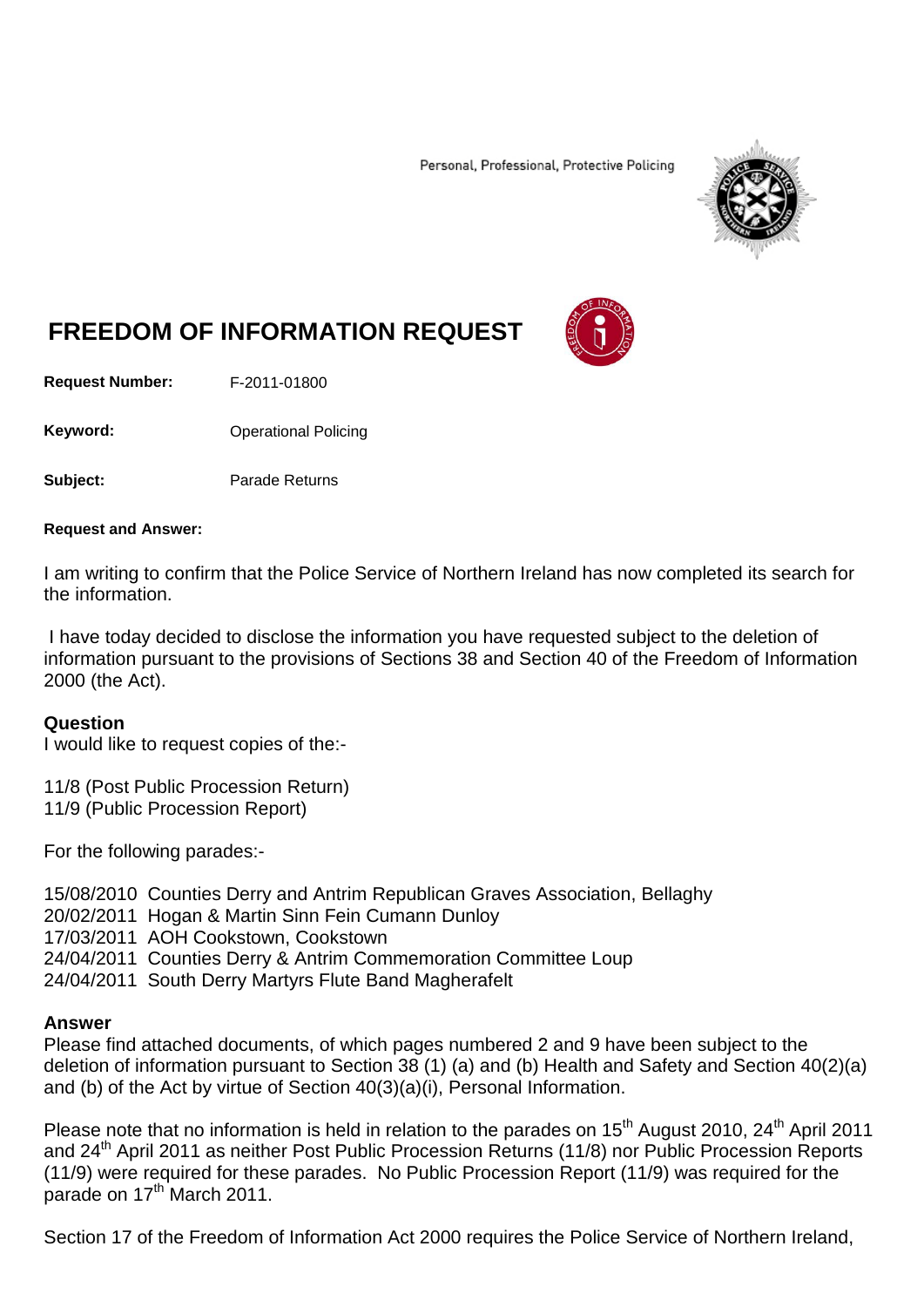Personal, Professional, Protective Policing

# FREEDOM OF INFORMATION REQUEST

**Request Number:** F-2011-01800

**Keyword:** Operational Policing

**Subject:** Parade Returns

**Request and Answer:**

I am writing to confirm that the Police Service of Northern Ireland has now completed its search for the information.

I have today decided to disclose the information you have requested subject to the deletion of information pursuant to the provisions of Sections 38 and Section 40 of the Freedom of Information 2000 (the Act).

**Question**

I would like to request copies of the:-

11/8 (Post Public Procession Return)
11/9 (Public Procession Report)

For the following parades:-

15/08/2010 Counties Derry and Antrim Republican Graves Association, Bellaghy
20/02/2011 Hogan & Martin Sinn Fein Cumann Dunloy
17/03/2011 AOH Cookstown, Cookstown
24/04/2011 Counties Derry & Antrim Commemoration Committee Loup
24/04/2011 South Derry Martyrs Flute Band Magherafelt

**Answer**

Please find attached documents, of which pages numbered 2 and 9 have been subject to the deletion of information pursuant to Section 38 (1) (a) and (b) Health and Safety and Section 40(2)(a) and (b) of the Act by virtue of Section 40(3)(a)(i), Personal Information.

Please note that no information is held in relation to the parades on 15th August 2010, 24th April 2011 and 24th April 2011 as neither Post Public Procession Returns (11/8) nor Public Procession Reports (11/9) were required for these parades. No Public Procession Report (11/9) was required for the parade on 17th March 2011.

Section 17 of the Freedom of Information Act 2000 requires the Police Service of Northern Ireland,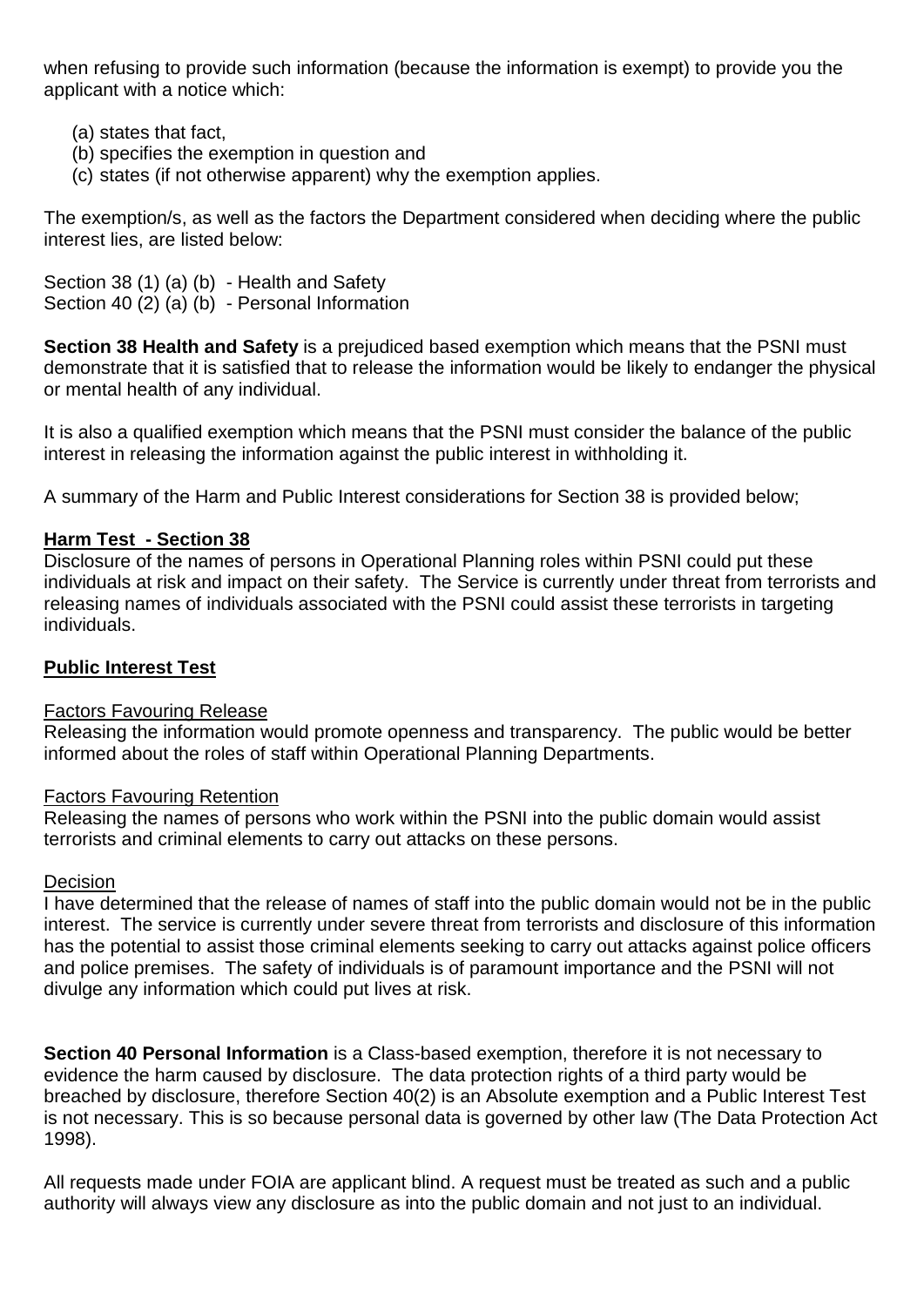when refusing to provide such information (because the information is exempt) to provide you the applicant with a notice which:

(a) states that fact,
(b) specifies the exemption in question and
(c) states (if not otherwise apparent) why the exemption applies.

The exemption/s, as well as the factors the Department considered when deciding where the public interest lies, are listed below:

Section 38 (1) (a) (b) - Health and Safety
Section 40 (2) (a) (b) - Personal Information

**Section 38 Health and Safety** is a prejudiced based exemption which means that the PSNI must demonstrate that it is satisfied that to release the information would be likely to endanger the physical or mental health of any individual.

It is also a qualified exemption which means that the PSNI must consider the balance of the public interest in releasing the information against the public interest in withholding it.

A summary of the Harm and Public Interest considerations for Section 38 is provided below;

**Harm Test - Section 38**

Disclosure of the names of persons in Operational Planning roles within PSNI could put these individuals at risk and impact on their safety. The Service is currently under threat from terrorists and releasing names of individuals associated with the PSNI could assist these terrorists in targeting individuals.

**Public Interest Test**

Factors Favouring Release

Releasing the information would promote openness and transparency. The public would be better informed about the roles of staff within Operational Planning Departments.

Factors Favouring Retention

Releasing the names of persons who work within the PSNI into the public domain would assist terrorists and criminal elements to carry out attacks on these persons.

Decision

I have determined that the release of names of staff into the public domain would not be in the public interest. The service is currently under severe threat from terrorists and disclosure of this information has the potential to assist those criminal elements seeking to carry out attacks against police officers and police premises. The safety of individuals is of paramount importance and the PSNI will not divulge any information which could put lives at risk.

**Section 40 Personal Information** is a Class-based exemption, therefore it is not necessary to evidence the harm caused by disclosure. The data protection rights of a third party would be breached by disclosure, therefore Section 40(2) is an Absolute exemption and a Public Interest Test is not necessary. This is so because personal data is governed by other law (The Data Protection Act 1998).

All requests made under FOIA are applicant blind. A request must be treated as such and a public authority will always view any disclosure as into the public domain and not just to an individual.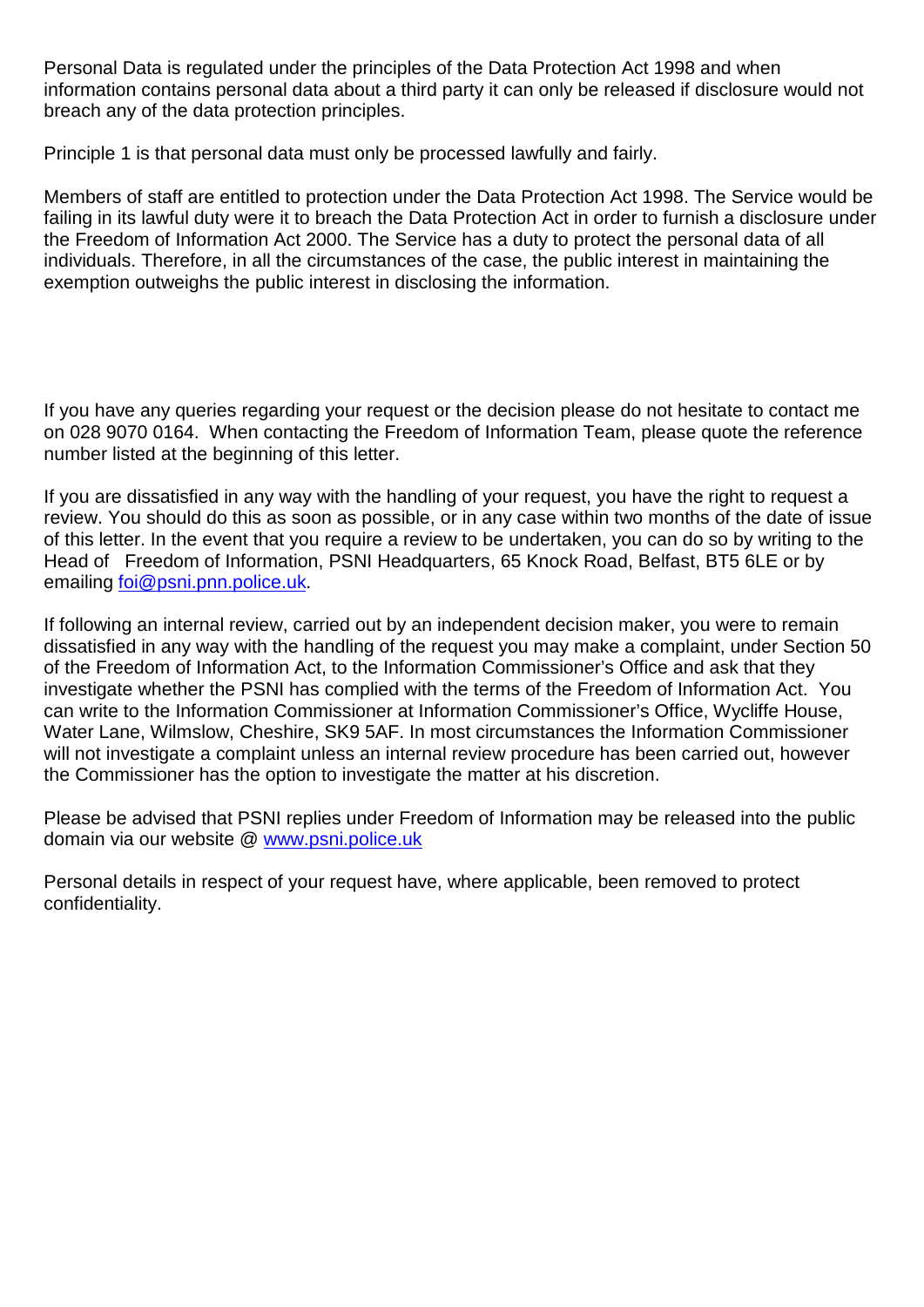Personal Data is regulated under the principles of the Data Protection Act 1998 and when information contains personal data about a third party it can only be released if disclosure would not breach any of the data protection principles.

Principle 1 is that personal data must only be processed lawfully and fairly.

Members of staff are entitled to protection under the Data Protection Act 1998. The Service would be failing in its lawful duty were it to breach the Data Protection Act in order to furnish a disclosure under the Freedom of Information Act 2000. The Service has a duty to protect the personal data of all individuals. Therefore, in all the circumstances of the case, the public interest in maintaining the exemption outweighs the public interest in disclosing the information.

If you have any queries regarding your request or the decision please do not hesitate to contact me on 028 9070 0164. When contacting the Freedom of Information Team, please quote the reference number listed at the beginning of this letter.

If you are dissatisfied in any way with the handling of your request, you have the right to request a review. You should do this as soon as possible, or in any case within two months of the date of issue of this letter. In the event that you require a review to be undertaken, you can do so by writing to the Head of Freedom of Information, PSNI Headquarters, 65 Knock Road, Belfast, BT5 6LE or by emailing [foi@psni.pnn.police.uk](mailto:foi@psni.pnn.police.uk).

If following an internal review, carried out by an independent decision maker, you were to remain dissatisfied in any way with the handling of the request you may make a complaint, under Section 50 of the Freedom of Information Act, to the Information Commissioner's Office and ask that they investigate whether the PSNI has complied with the terms of the Freedom of Information Act. You can write to the Information Commissioner at Information Commissioner's Office, Wycliffe House, Water Lane, Wilmslow, Cheshire, SK9 5AF. In most circumstances the Information Commissioner will not investigate a complaint unless an internal review procedure has been carried out, however the Commissioner has the option to investigate the matter at his discretion.

Please be advised that PSNI replies under Freedom of Information may be released into the public domain via our website @ [www.psni.police.uk](http://www.psni.police.uk)

Personal details in respect of your request have, where applicable, been removed to protect confidentiality.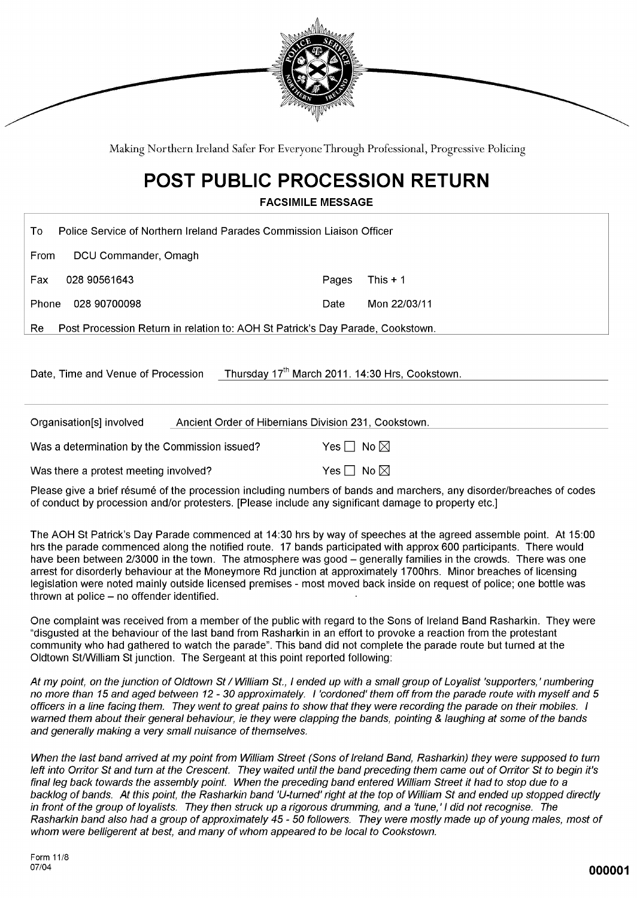Making Northern Ireland Safer For Everyone Through Professional, Progressive Policing

# POST PUBLIC PROCESSION RETURN

**FACSIMILE MESSAGE**

| | | | |
|---|---|---|---|
| To | Police Service of Northern Ireland Parades Commission Liaison Officer | | |
| From | DCU Commander, Omagh | | |
| Fax | 028 90561643 | Pages | This + 1 |
| Phone | 028 90700098 | Date | Mon 22/03/11 |
| Re | Post Procession Return in relation to: AOH St Patrick's Day Parade, Cookstown. | | |

Date, Time and Venue of Procession: Thursday 17th March 2011. 14:30 Hrs, Cookstown.

Organisation[s] involved: Ancient Order of Hibernians Division 231, Cookstown.

Was a determination by the Commission issued? Yes ☐ No ☒

Was there a protest meeting involved? Yes ☐ No ☒

Please give a brief résumé of the procession including numbers of bands and marchers, any disorder/breaches of codes of conduct by procession and/or protesters. [Please include any significant damage to property etc.]

The AOH St Patrick's Day Parade commenced at 14:30 hrs by way of speeches at the agreed assemble point. At 15:00 hrs the parade commenced along the notified route. 17 bands participated with approx 600 participants. There would have been between 2/3000 in the town. The atmosphere was good – generally families in the crowds. There was one arrest for disorderly behaviour at the Moneymore Rd junction at approximately 1700hrs. Minor breaches of licensing legislation were noted mainly outside licensed premises - most moved back inside on request of police; one bottle was thrown at police – no offender identified.

One complaint was received from a member of the public with regard to the Sons of Ireland Band Rasharkin. They were "disgusted at the behaviour of the last band from Rasharkin in an effort to provoke a reaction from the protestant community who had gathered to watch the parade". This band did not complete the parade route but turned at the Oldtown St/William St junction. The Sergeant at this point reported following:

*At my point, on the junction of Oldtown St / William St., I ended up with a small group of Loyalist 'supporters,' numbering no more than 15 and aged between 12 - 30 approximately. I 'cordoned' them off from the parade route with myself and 5 officers in a line facing them. They went to great pains to show that they were recording the parade on their mobiles. I warned them about their general behaviour, ie they were clapping the bands, pointing & laughing at some of the bands and generally making a very small nuisance of themselves.*

*When the last band arrived at my point from William Street (Sons of Ireland Band, Rasharkin) they were supposed to turn left into Orritor St and turn at the Crescent. They waited until the band preceding them came out of Orritor St to begin it's final leg back towards the assembly point. When the preceding band entered William Street it had to stop due to a backlog of bands. At this point, the Rasharkin band 'U-turned' right at the top of William St and ended up stopped directly in front of the group of loyalists. They then struck up a rigorous drumming, and a 'tune,' I did not recognise. The Rasharkin band also had a group of approximately 45 - 50 followers. They were mostly made up of young males, most of whom were belligerent at best, and many of whom appeared to be local to Cookstown.*

Form 11/8
07/04

000001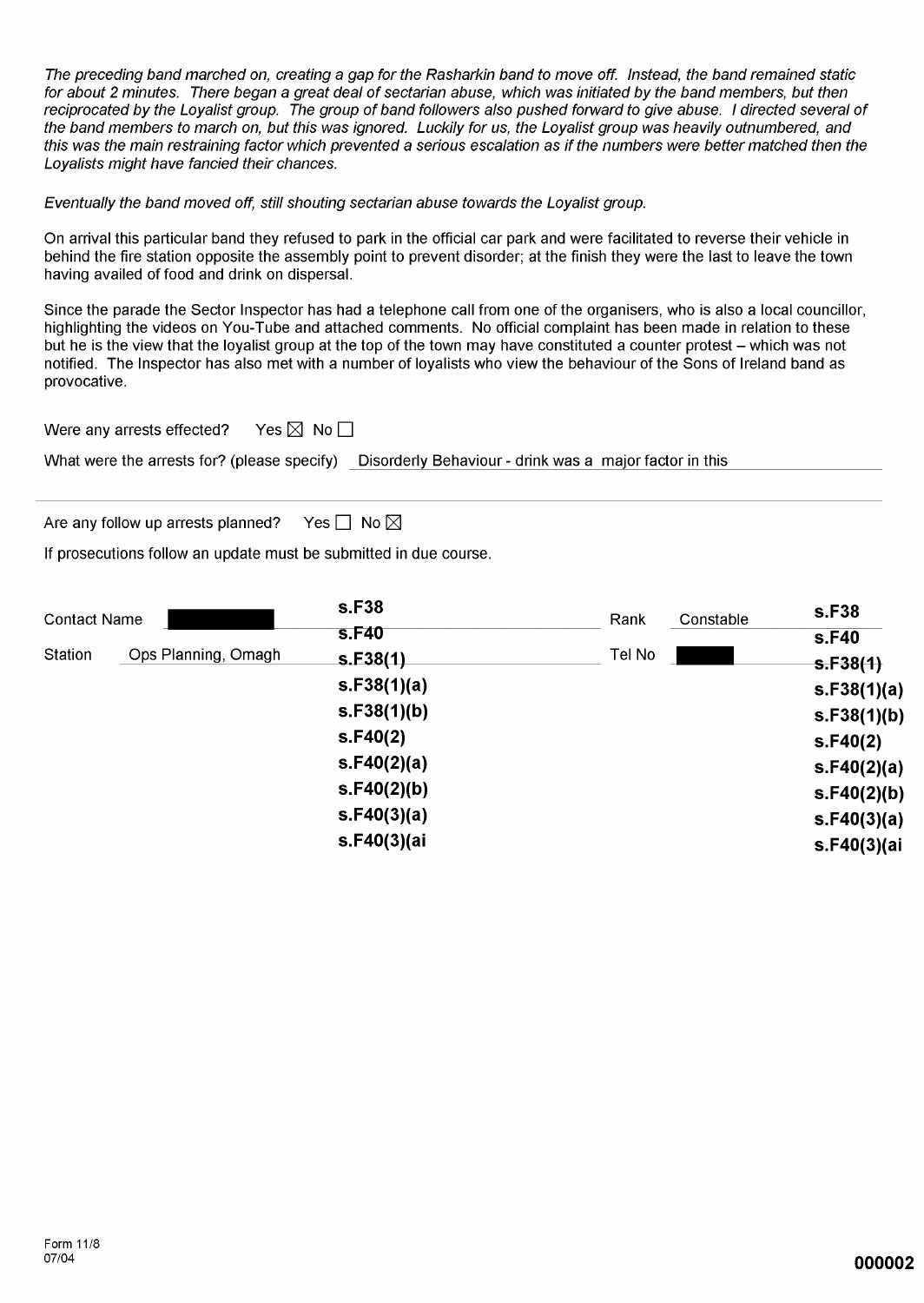*The preceding band marched on, creating a gap for the Rasharkin band to move off. Instead, the band remained static for about 2 minutes. There began a great deal of sectarian abuse, which was initiated by the band members, but then reciprocated by the Loyalist group. The group of band followers also pushed forward to give abuse. I directed several of the band members to march on, but this was ignored. Luckily for us, the Loyalist group was heavily outnumbered, and this was the main restraining factor which prevented a serious escalation as if the numbers were better matched then the Loyalists might have fancied their chances.*

*Eventually the band moved off, still shouting sectarian abuse towards the Loyalist group.*

On arrival this particular band they refused to park in the official car park and were facilitated to reverse their vehicle in behind the fire station opposite the assembly point to prevent disorder; at the finish they were the last to leave the town having availed of food and drink on dispersal.

Since the parade the Sector Inspector has had a telephone call from one of the organisers, who is also a local councillor, highlighting the videos on You-Tube and attached comments. No official complaint has been made in relation to these but he is the view that the loyalist group at the top of the town may have constituted a counter protest – which was not notified. The Inspector has also met with a number of loyalists who view the behaviour of the Sons of Ireland band as provocative.

Were any arrests effected? Yes ☒ No ☐

What were the arrests for? (please specify) Disorderly Behaviour - drink was a major factor in this

Are any follow up arrests planned? Yes ☐ No ☒

If prosecutions follow an update must be submitted in due course.

| | | | | | |
|---|---|---|---|---|---|
| Contact Name | ███ | **s.F38** **s.F40** **s.F38(1)** **s.F38(1)(a)** **s.F38(1)(b)** **s.F40(2)** **s.F40(2)(a)** **s.F40(2)(b)** **s.F40(3)(a)** **s.F40(3)(ai** | Rank | Constable | **s.F38** **s.F40** **s.F38(1)** **s.F38(1)(a)** **s.F38(1)(b)** **s.F40(2)** **s.F40(2)(a)** **s.F40(2)(b)** **s.F40(3)(a)** **s.F40(3)(ai** |
| Station | Ops Planning, Omagh | | Tel No | ███ | |

Form 11/8
07/04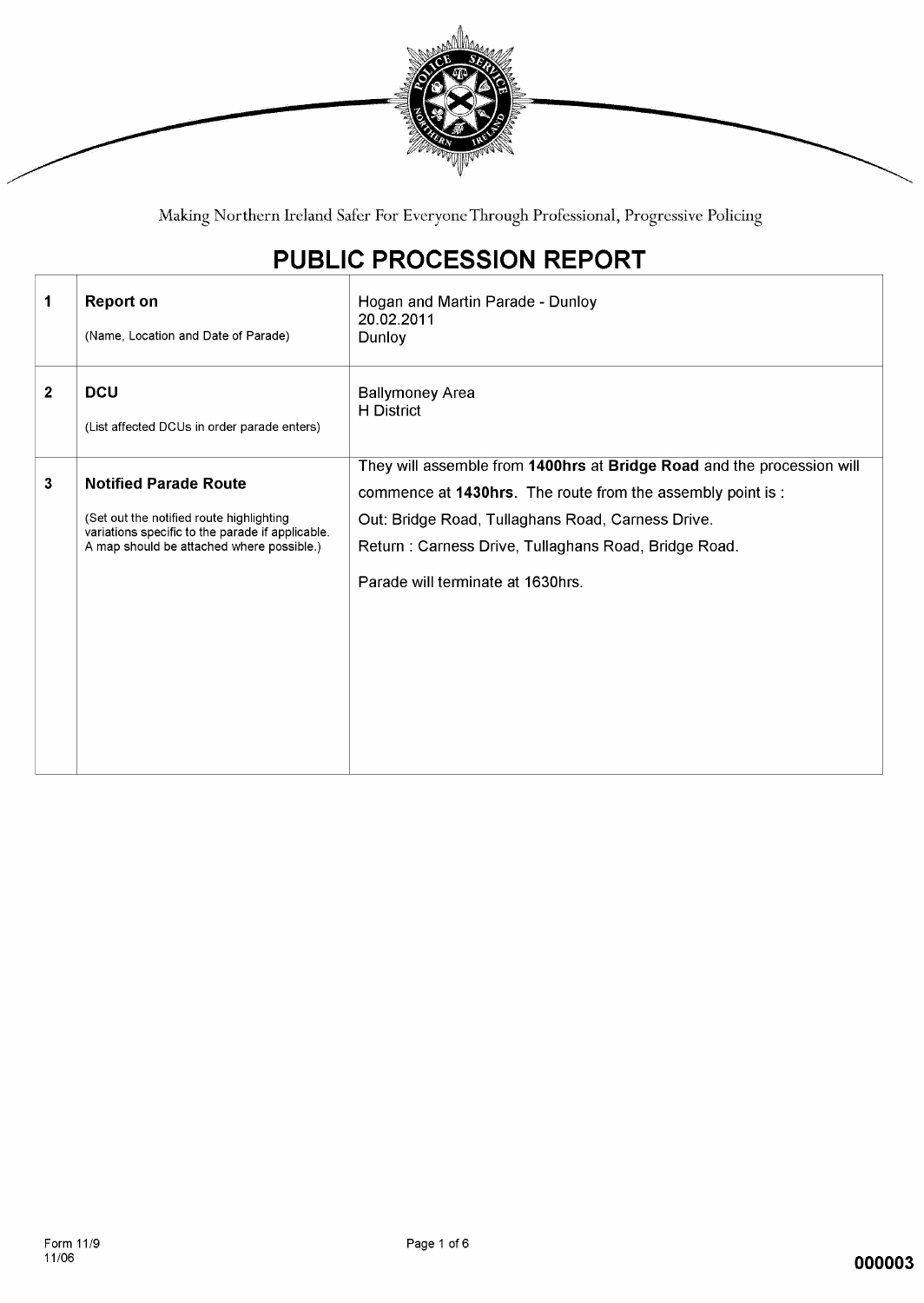Making Northern Ireland Safer For Everyone Through Professional, Progressive Policing

# PUBLIC PROCESSION REPORT

| | | |
|---|---|---|
| 1 | **Report on**<br>(Name, Location and Date of Parade) | Hogan and Martin Parade - Dunloy<br>20.02.2011<br>Dunloy |
| 2 | **DCU**<br>(List affected DCUs in order parade enters) | Ballymoney Area<br>H District |
| 3 | **Notified Parade Route**<br>(Set out the notified route highlighting variations specific to the parade if applicable. A map should be attached where possible.) | They will assemble from **1400hrs** at **Bridge Road** and the procession will commence at **1430hrs**. The route from the assembly point is :<br>Out: Bridge Road, Tullaghans Road, Carness Drive.<br>Return : Carness Drive, Tullaghans Road, Bridge Road.<br>Parade will terminate at 1630hrs. |

Form 11/9
11/06

000003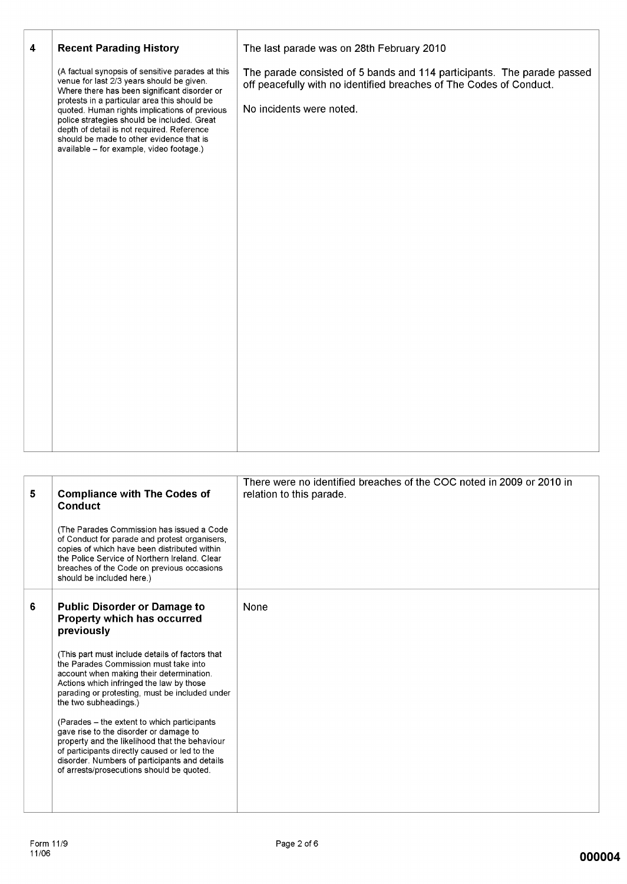| | | |
|---|---|---|
| 4 | **Recent Parading History**<br><br>(A factual synopsis of sensitive parades at this venue for last 2/3 years should be given. Where there has been significant disorder or protests in a particular area this should be quoted. Human rights implications of previous police strategies should be included. Great depth of detail is not required. Reference should be made to other evidence that is available – for example, video footage.) | The last parade was on 28th February 2010<br><br>The parade consisted of 5 bands and 114 participants. The parade passed off peacefully with no identified breaches of The Codes of Conduct.<br><br>No incidents were noted. |

| | | |
|---|---|---|
| 5 | **Compliance with The Codes of Conduct**<br><br>(The Parades Commission has issued a Code of Conduct for parade and protest organisers, copies of which have been distributed within the Police Service of Northern Ireland. Clear breaches of the Code on previous occasions should be included here.) | There were no identified breaches of the COC noted in 2009 or 2010 in relation to this parade. |
| 6 | **Public Disorder or Damage to Property which has occurred previously**<br><br>(This part must include details of factors that the Parades Commission must take into account when making their determination. Actions which infringed the law by those parading or protesting, must be included under the two subheadings.)<br><br>(Parades – the extent to which participants gave rise to the disorder or damage to property and the likelihood that the behaviour of participants directly caused or led to the disorder. Numbers of participants and details of arrests/prosecutions should be quoted. | None |

Form 11/9
11/06

000004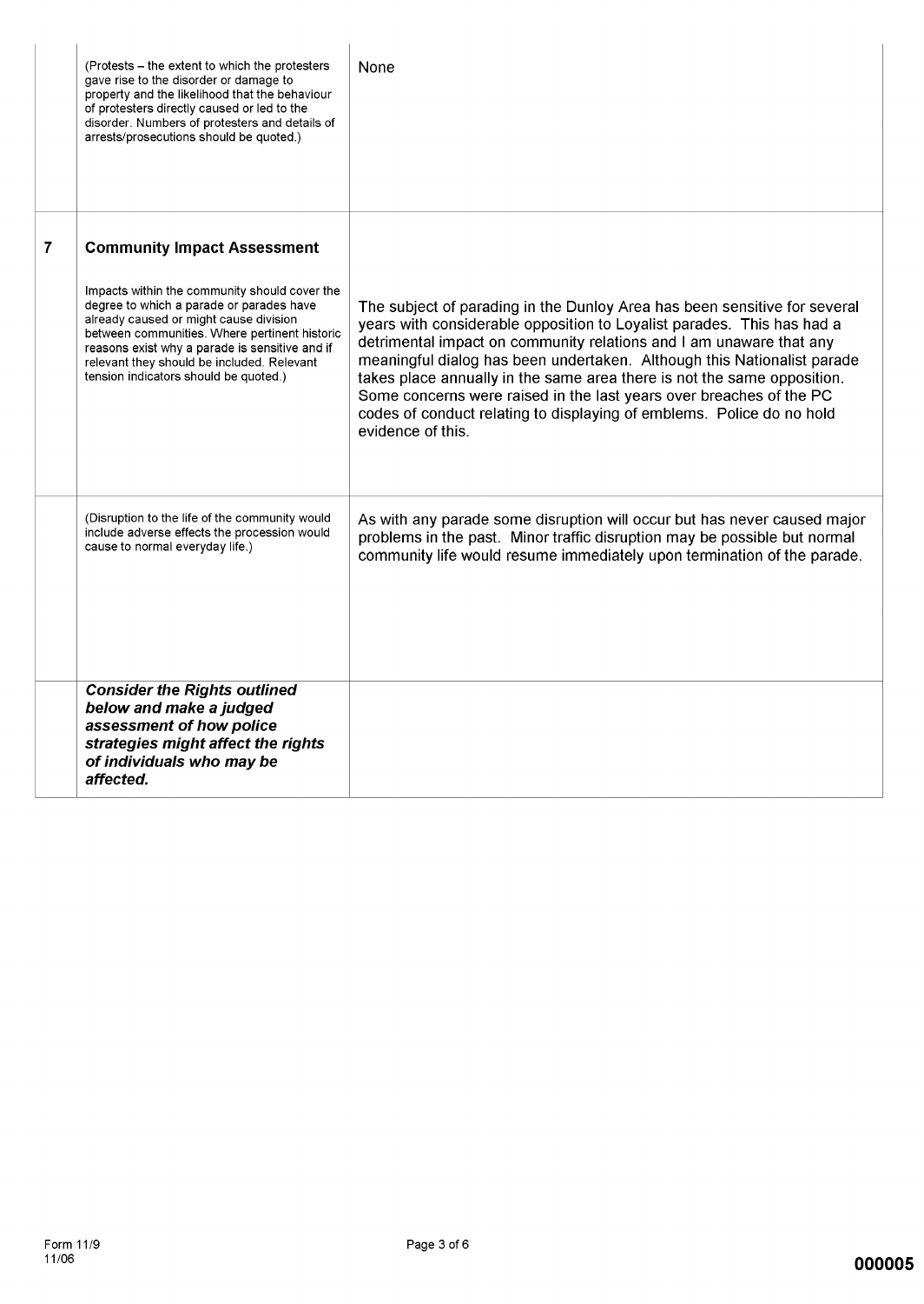|   |   |   |
|---|---|---|
|   | (Protests – the extent to which the protesters gave rise to the disorder or damage to property and the likelihood that the behaviour of protesters directly caused or led to the disorder. Numbers of protesters and details of arrests/prosecutions should be quoted.) | None |
| 7 | **Community Impact Assessment**<br><br>Impacts within the community should cover the degree to which a parade or parades have already caused or might cause division between communities. Where pertinent historic reasons exist why a parade is sensitive and if relevant they should be included. Relevant tension indicators should be quoted.) | The subject of parading in the Dunloy Area has been sensitive for several years with considerable opposition to Loyalist parades. This has had a detrimental impact on community relations and I am unaware that any meaningful dialog has been undertaken. Although this Nationalist parade takes place annually in the same area there is not the same opposition. Some concerns were raised in the last years over breaches of the PC codes of conduct relating to displaying of emblems. Police do no hold evidence of this. |
|   | (Disruption to the life of the community would include adverse effects the procession would cause to normal everyday life.) | As with any parade some disruption will occur but has never caused major problems in the past. Minor traffic disruption may be possible but normal community life would resume immediately upon termination of the parade. |
|   | ***Consider the Rights outlined below and make a judged assessment of how police strategies might affect the rights of individuals who may be affected.*** |   |

Form 11/9
11/06

000005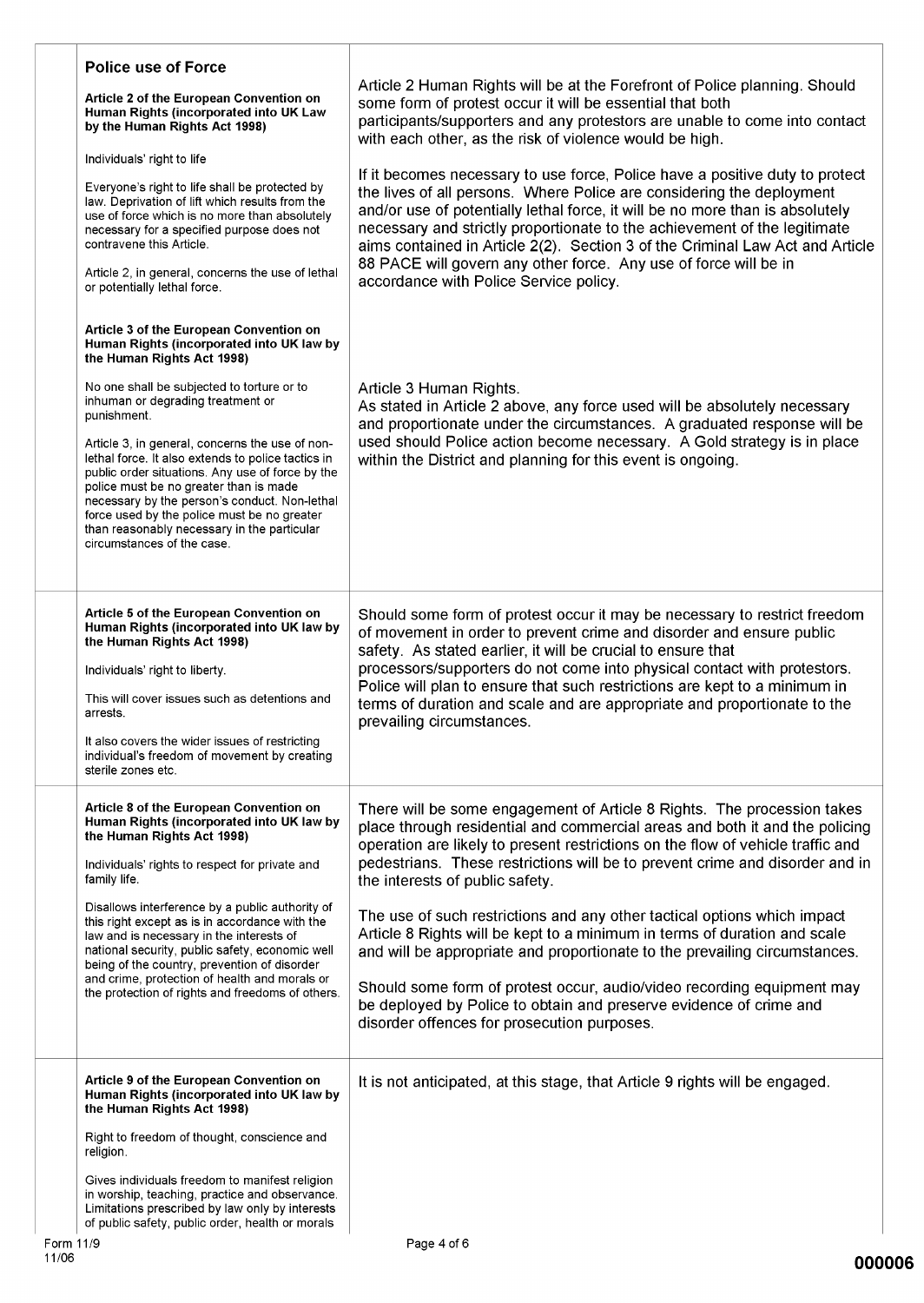| | |
|---|---|
| **Police use of Force**<br><br>**Article 2 of the European Convention on Human Rights (incorporated into UK Law by the Human Rights Act 1998)**<br><br>Individuals' right to life<br><br>Everyone's right to life shall be protected by law. Deprivation of lift which results from the use of force which is no more than absolutely necessary for a specified purpose does not contravene this Article.<br><br>Article 2, in general, concerns the use of lethal or potentially lethal force. | Article 2 Human Rights will be at the Forefront of Police planning. Should some form of protest occur it will be essential that both participants/supporters and any protestors are unable to come into contact with each other, as the risk of violence would be high.<br><br>If it becomes necessary to use force, Police have a positive duty to protect the lives of all persons. Where Police are considering the deployment and/or use of potentially lethal force, it will be no more than is absolutely necessary and strictly proportionate to the achievement of the legitimate aims contained in Article 2(2). Section 3 of the Criminal Law Act and Article 88 PACE will govern any other force. Any use of force will be in accordance with Police Service policy. |
| **Article 3 of the European Convention on Human Rights (incorporated into UK law by the Human Rights Act 1998)**<br><br>No one shall be subjected to torture or to inhuman or degrading treatment or punishment.<br><br>Article 3, in general, concerns the use of non-lethal force. It also extends to police tactics in public order situations. Any use of force by the police must be no greater than is made necessary by the person's conduct. Non-lethal force used by the police must be no greater than reasonably necessary in the particular circumstances of the case. | Article 3 Human Rights.<br>As stated in Article 2 above, any force used will be absolutely necessary and proportionate under the circumstances. A graduated response will be used should Police action become necessary. A Gold strategy is in place within the District and planning for this event is ongoing. |
| **Article 5 of the European Convention on Human Rights (incorporated into UK law by the Human Rights Act 1998)**<br><br>Individuals' right to liberty.<br><br>This will cover issues such as detentions and arrests.<br><br>It also covers the wider issues of restricting individual's freedom of movement by creating sterile zones etc. | Should some form of protest occur it may be necessary to restrict freedom of movement in order to prevent crime and disorder and ensure public safety. As stated earlier, it will be crucial to ensure that processors/supporters do not come into physical contact with protestors. Police will plan to ensure that such restrictions are kept to a minimum in terms of duration and scale and are appropriate and proportionate to the prevailing circumstances. |
| **Article 8 of the European Convention on Human Rights (incorporated into UK law by the Human Rights Act 1998)**<br><br>Individuals' rights to respect for private and family life.<br><br>Disallows interference by a public authority of this right except as is in accordance with the law and is necessary in the interests of national security, public safety, economic well being of the country, prevention of disorder and crime, protection of health and morals or the protection of rights and freedoms of others. | There will be some engagement of Article 8 Rights. The procession takes place through residential and commercial areas and both it and the policing operation are likely to present restrictions on the flow of vehicle traffic and pedestrians. These restrictions will be to prevent crime and disorder and in the interests of public safety.<br><br>The use of such restrictions and any other tactical options which impact Article 8 Rights will be kept to a minimum in terms of duration and scale and will be appropriate and proportionate to the prevailing circumstances.<br><br>Should some form of protest occur, audio/video recording equipment may be deployed by Police to obtain and preserve evidence of crime and disorder offences for prosecution purposes. |
| **Article 9 of the European Convention on Human Rights (incorporated into UK law by the Human Rights Act 1998)**<br><br>Right to freedom of thought, conscience and religion.<br><br>Gives individuals freedom to manifest religion in worship, teaching, practice and observance. Limitations prescribed by law only by interests of public safety, public order, health or morals | It is not anticipated, at this stage, that Article 9 rights will be engaged. |

Form 11/9
11/06

000006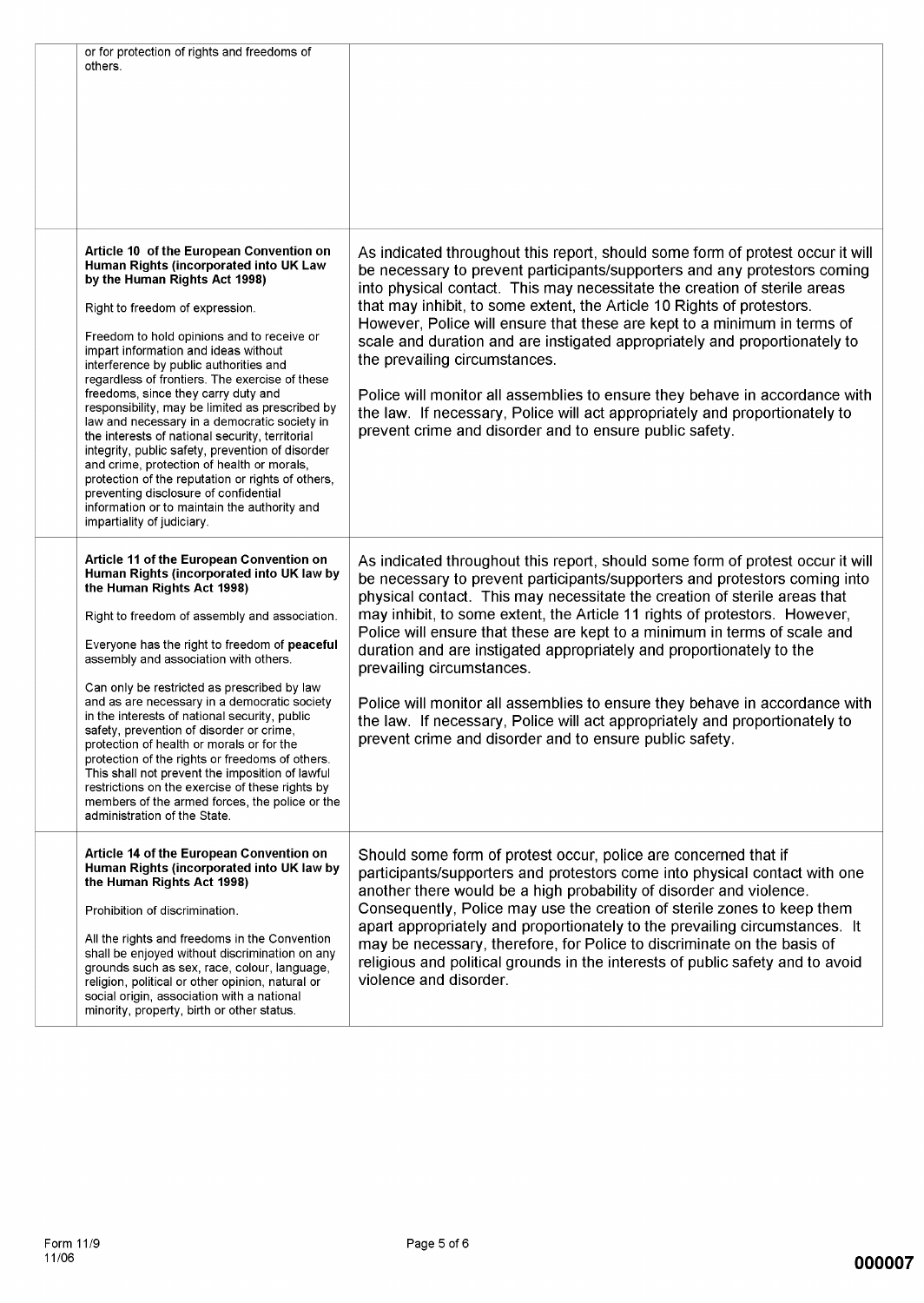| | | |
|---|---|---|
| | or for protection of rights and freedoms of others. | |
| | **Article 10 of the European Convention on Human Rights (incorporated into UK Law by the Human Rights Act 1998)**<br><br>Right to freedom of expression.<br><br>Freedom to hold opinions and to receive or impart information and ideas without interference by public authorities and regardless of frontiers. The exercise of these freedoms, since they carry duty and responsibility, may be limited as prescribed by law and necessary in a democratic society in the interests of national security, territorial integrity, public safety, prevention of disorder and crime, protection of health or morals, protection of the reputation or rights of others, preventing disclosure of confidential information or to maintain the authority and impartiality of judiciary. | As indicated throughout this report, should some form of protest occur it will be necessary to prevent participants/supporters and any protestors coming into physical contact. This may necessitate the creation of sterile areas that may inhibit, to some extent, the Article 10 Rights of protestors. However, Police will ensure that these are kept to a minimum in terms of scale and duration and are instigated appropriately and proportionately to the prevailing circumstances.<br><br>Police will monitor all assemblies to ensure they behave in accordance with the law. If necessary, Police will act appropriately and proportionately to prevent crime and disorder and to ensure public safety. |
| | **Article 11 of the European Convention on Human Rights (incorporated into UK law by the Human Rights Act 1998)**<br><br>Right to freedom of assembly and association.<br><br>Everyone has the right to freedom of **peaceful** assembly and association with others.<br><br>Can only be restricted as prescribed by law and as are necessary in a democratic society in the interests of national security, public safety, prevention of disorder or crime, protection of health or morals or for the protection of the rights or freedoms of others. This shall not prevent the imposition of lawful restrictions on the exercise of these rights by members of the armed forces, the police or the administration of the State. | As indicated throughout this report, should some form of protest occur it will be necessary to prevent participants/supporters and protestors coming into physical contact. This may necessitate the creation of sterile areas that may inhibit, to some extent, the Article 11 rights of protestors. However, Police will ensure that these are kept to a minimum in terms of scale and duration and are instigated appropriately and proportionately to the prevailing circumstances.<br><br>Police will monitor all assemblies to ensure they behave in accordance with the law. If necessary, Police will act appropriately and proportionately to prevent crime and disorder and to ensure public safety. |
| | **Article 14 of the European Convention on Human Rights (incorporated into UK law by the Human Rights Act 1998)**<br><br>Prohibition of discrimination.<br><br>All the rights and freedoms in the Convention shall be enjoyed without discrimination on any grounds such as sex, race, colour, language, religion, political or other opinion, natural or social origin, association with a national minority, property, birth or other status. | Should some form of protest occur, police are concerned that if participants/supporters and protestors come into physical contact with one another there would be a high probability of disorder and violence. Consequently, Police may use the creation of sterile zones to keep them apart appropriately and proportionately to the prevailing circumstances. It may be necessary, therefore, for Police to discriminate on the basis of religious and political grounds in the interests of public safety and to avoid violence and disorder. |

Form 11/9
11/06

000007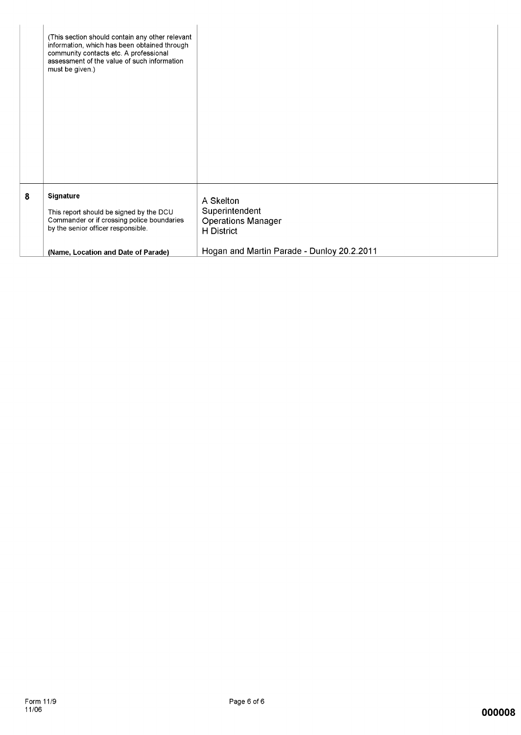| | | |
|---|---|---|
| | (This section should contain any other relevant information, which has been obtained through community contacts etc. A professional assessment of the value of such information must be given.) | |
| 8 | **Signature**<br><br>This report should be signed by the DCU Commander or if crossing police boundaries by the senior officer responsible.<br><br>**(Name, Location and Date of Parade)** | A Skelton<br>Superintendent<br>Operations Manager<br>H District<br><br>Hogan and Martin Parade - Dunloy 20.2.2011 |

Form 11/9
11/06

000008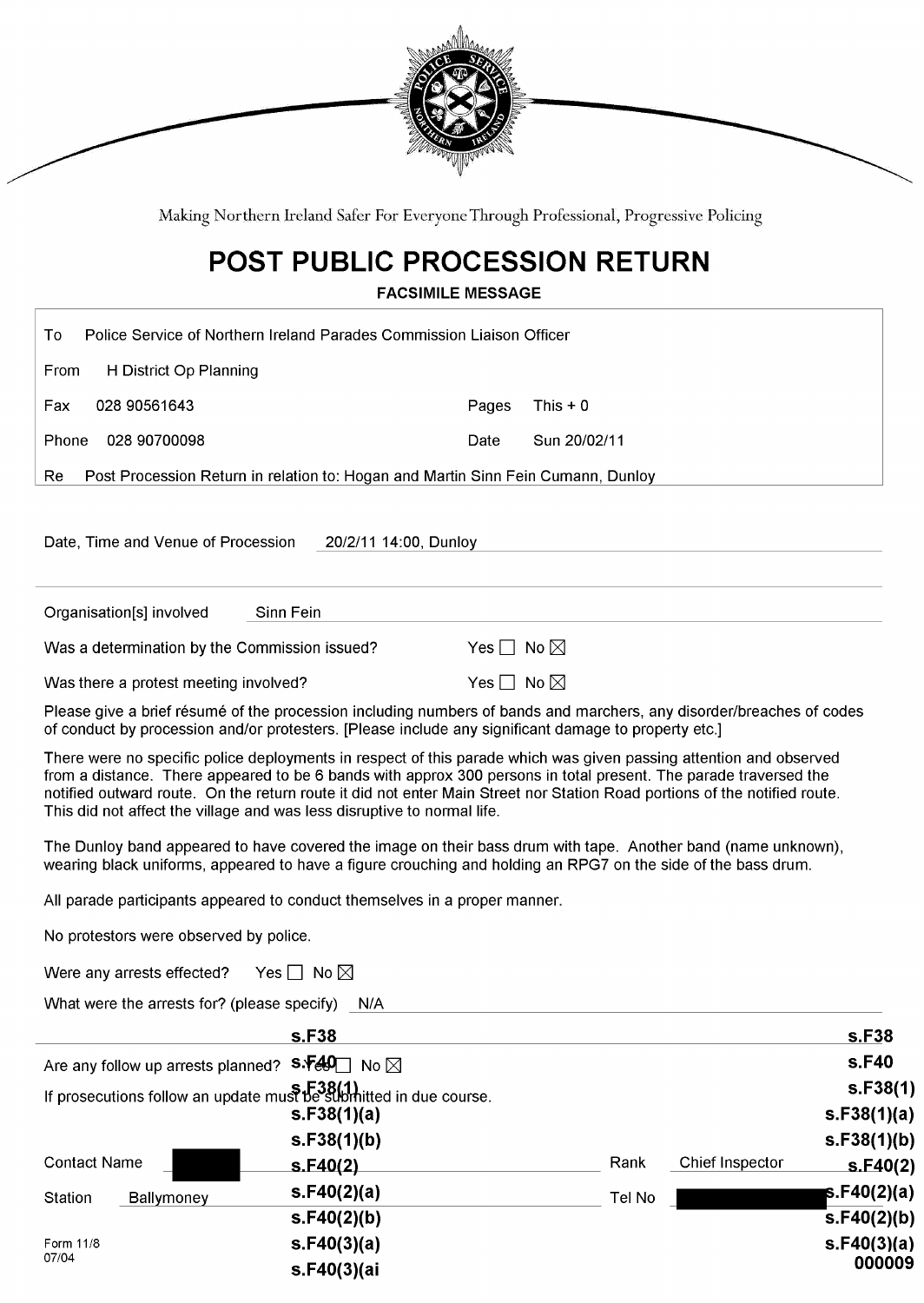Making Northern Ireland Safer For Everyone Through Professional, Progressive Policing

# POST PUBLIC PROCESSION RETURN

**FACSIMILE MESSAGE**

| | | | |
|---|---|---|---|
| To | Police Service of Northern Ireland Parades Commission Liaison Officer | | |
| From | H District Op Planning | | |
| Fax | 028 90561643 | Pages | This + 0 |
| Phone | 028 90700098 | Date | Sun 20/02/11 |
| Re | Post Procession Return in relation to: Hogan and Martin Sinn Fein Cumann, Dunloy | | |

Date, Time and Venue of Procession 20/2/11 14:00, Dunloy

Organisation[s] involved Sinn Fein

Was a determination by the Commission issued? Yes ☐ No ☒

Was there a protest meeting involved? Yes ☐ No ☒

Please give a brief résumé of the procession including numbers of bands and marchers, any disorder/breaches of codes of conduct by procession and/or protesters. [Please include any significant damage to property etc.]

There were no specific police deployments in respect of this parade which was given passing attention and observed from a distance. There appeared to be 6 bands with approx 300 persons in total present. The parade traversed the notified outward route. On the return route it did not enter Main Street nor Station Road portions of the notified route. This did not affect the village and was less disruptive to normal life.

The Dunloy band appeared to have covered the image on their bass drum with tape. Another band (name unknown), wearing black uniforms, appeared to have a figure crouching and holding an RPG7 on the side of the bass drum.

All parade participants appeared to conduct themselves in a proper manner.

No protestors were observed by police.

Were any arrests effected? Yes ☐ No ☒

What were the arrests for? (please specify) N/A

Are any follow up arrests planned? Yes ☐ No ☒

If prosecutions follow an update must be submitted in due course.

Contact Name [REDACTED] Rank Chief Inspector

Station Ballymoney Tel No [REDACTED]

s.F38 s.F40 s.F38(1) s.F38(1)(a) s.F38(1)(b) s.F40(2) s.F40(2)(a) s.F40(2)(b) s.F40(3)(a) s.F40(3)(ai

s.F38 s.F40 s.F38(1) s.F38(1)(a) s.F38(1)(b) s.F40(2) s.F40(2)(a) s.F40(2)(b) s.F40(3)(a)

Form 11/8
07/04

000009